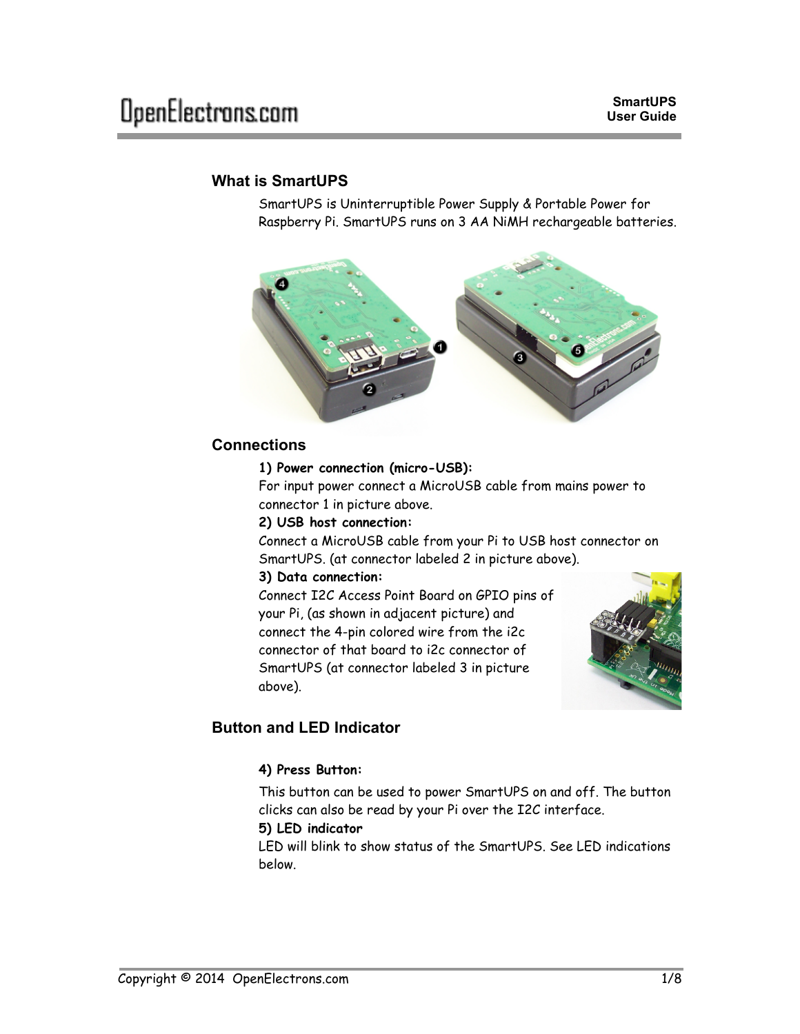## What is SmartUPS

SmartUPS is Uninterruptible Power Supply & Portable Power for Raspberry Pi. SmartUPS runs on 3 AA NiMH rechargeable batteries.

## Connections

**1) Power connection (micro-USB):**

For input power connect a MicroUSB cable from mains power to connector 1 in picture above.

**2) USB host connection:**

Connect a MicroUSB cable from your Pi to USB host connector on SmartUPS. (at connector labeled 2 in picture above).

**3) Data connection:**

Connect I2C Access Point Board on GPIO pins of your Pi, (as shown in adjacent picture) and connect the 4-pin colored wire from the i2c connector of that board to i2c connector of SmartUPS (at connector labeled 3 in picture above).

## Button and LED Indicator

**4) Press Button:**

This button can be used to power SmartUPS on and off. The button clicks can also be read by your Pi over the I2C interface.

**5) LED indicator**

LED will blink to show status of the SmartUPS. See LED indications below.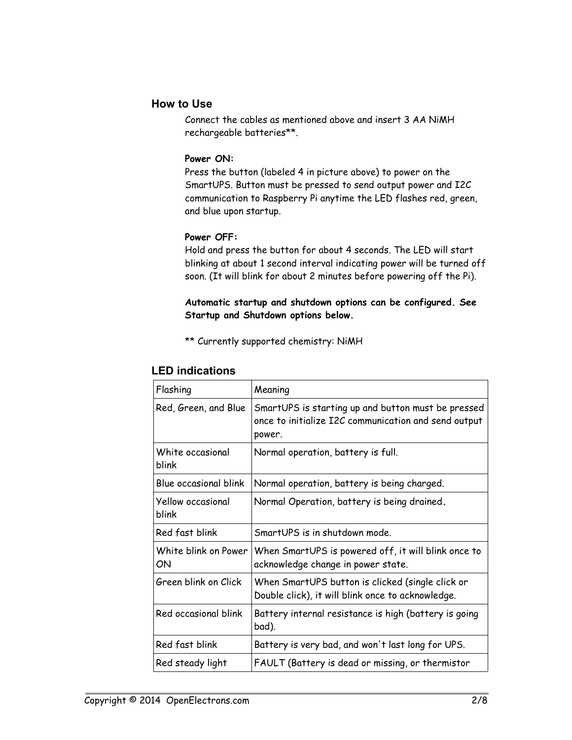## How to Use

Connect the cables as mentioned above and insert 3 AA NiMH rechargeable batteries**.

**Power ON:**
Press the button (labeled 4 in picture above) to power on the SmartUPS. Button must be pressed to send output power and I2C communication to Raspberry Pi anytime the LED flashes red, green, and blue upon startup.

**Power OFF:**
Hold and press the button for about 4 seconds. The LED will start blinking at about 1 second interval indicating power will be turned off soon. (It will blink for about 2 minutes before powering off the Pi).

**Automatic startup and shutdown options can be configured. See Startup and Shutdown options below.**

** Currently supported chemistry: NiMH

## LED indications

| Flashing | Meaning |
| --- | --- |
| Red, Green, and Blue | SmartUPS is starting up and button must be pressed once to initialize I2C communication and send output power. |
| White occasional blink | Normal operation, battery is full. |
| Blue occasional blink | Normal operation, battery is being charged. |
| Yellow occasional blink | Normal Operation, battery is being drained. |
| Red fast blink | SmartUPS is in shutdown mode. |
| White blink on Power ON | When SmartUPS is powered off, it will blink once to acknowledge change in power state. |
| Green blink on Click | When SmartUPS button is clicked (single click or Double click), it will blink once to acknowledge. |
| Red occasional blink | Battery internal resistance is high (battery is going bad). |
| Red fast blink | Battery is very bad, and won't last long for UPS. |
| Red steady light | FAULT (Battery is dead or missing, or thermistor |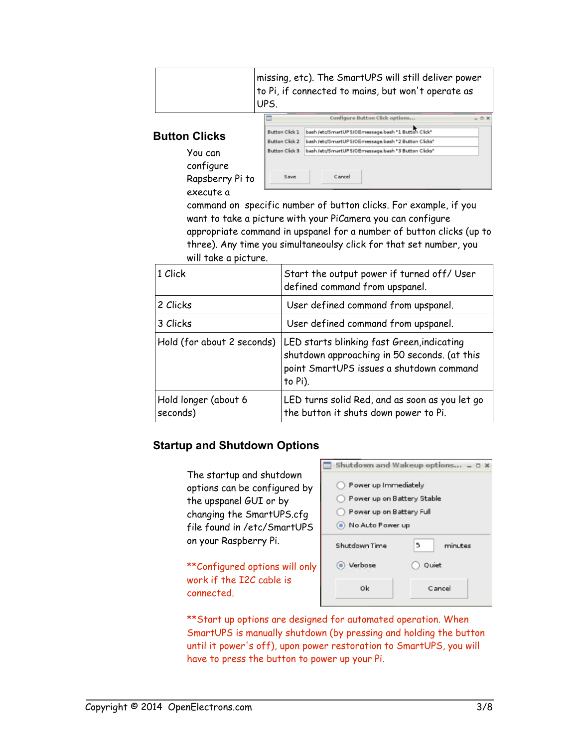| | missing, etc). The SmartUPS will still deliver power to Pi, if connected to mains, but won't operate as UPS. |
|---|---|

## Button Clicks

You can configure Rapsberry Pi to execute a command on specific number of button clicks. For example, if you want to take a picture with your PiCamera you can configure appropriate command in upspanel for a number of button clicks (up to three). Any time you simultaneoulsy click for that set number, you will take a picture.

| | |
|---|---|
| 1 Click | Start the output power if turned off/ User defined command from upspanel. |
| 2 Clicks | User defined command from upspanel. |
| 3 Clicks | User defined command from upspanel. |
| Hold (for about 2 seconds) | LED starts blinking fast Green,indicating shutdown approaching in 50 seconds. (at this point SmartUPS issues a shutdown command to Pi). |
| Hold longer (about 6 seconds) | LED turns solid Red, and as soon as you let go the button it shuts down power to Pi. |

## Startup and Shutdown Options

The startup and shutdown options can be configured by the upspanel GUI or by changing the SmartUPS.cfg file found in /etc/SmartUPS on your Raspberry Pi.

**Configured options will only work if the I2C cable is connected.

**Start up options are designed for automated operation. When SmartUPS is manually shutdown (by pressing and holding the button until it power's off), upon power restoration to SmartUPS, you will have to press the button to power up your Pi.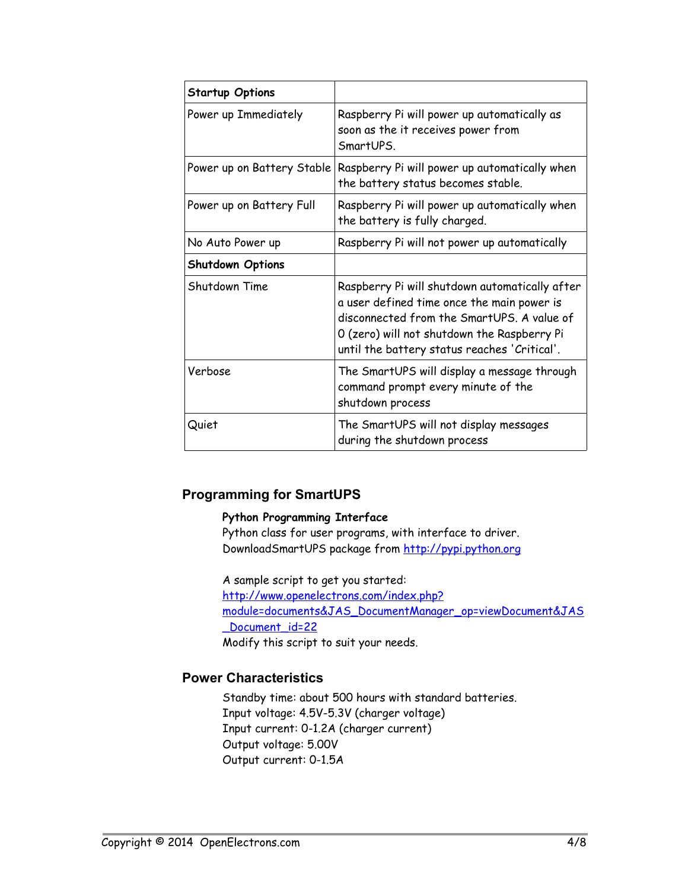| **Startup Options** | |
| --- | --- |
| Power up Immediately | Raspberry Pi will power up automatically as soon as the it receives power from SmartUPS. |
| Power up on Battery Stable | Raspberry Pi will power up automatically when the battery status becomes stable. |
| Power up on Battery Full | Raspberry Pi will power up automatically when the battery is fully charged. |
| No Auto Power up | Raspberry Pi will not power up automatically |
| **Shutdown Options** | |
| Shutdown Time | Raspberry Pi will shutdown automatically after a user defined time once the main power is disconnected from the SmartUPS. A value of 0 (zero) will not shutdown the Raspberry Pi until the battery status reaches 'Critical'. |
| Verbose | The SmartUPS will display a message through command prompt every minute of the shutdown process |
| Quiet | The SmartUPS will not display messages during the shutdown process |

## Programming for SmartUPS

**Python Programming Interface**
Python class for user programs, with interface to driver.
DownloadSmartUPS package from http://pypi.python.org

A sample script to get you started:
http://www.openelectrons.com/index.php?module=documents&JAS_DocumentManager_op=viewDocument&JAS_Document_id=22
Modify this script to suit your needs.

## Power Characteristics

Standby time: about 500 hours with standard batteries.
Input voltage: 4.5V-5.3V (charger voltage)
Input current: 0-1.2A (charger current)
Output voltage: 5.00V
Output current: 0-1.5A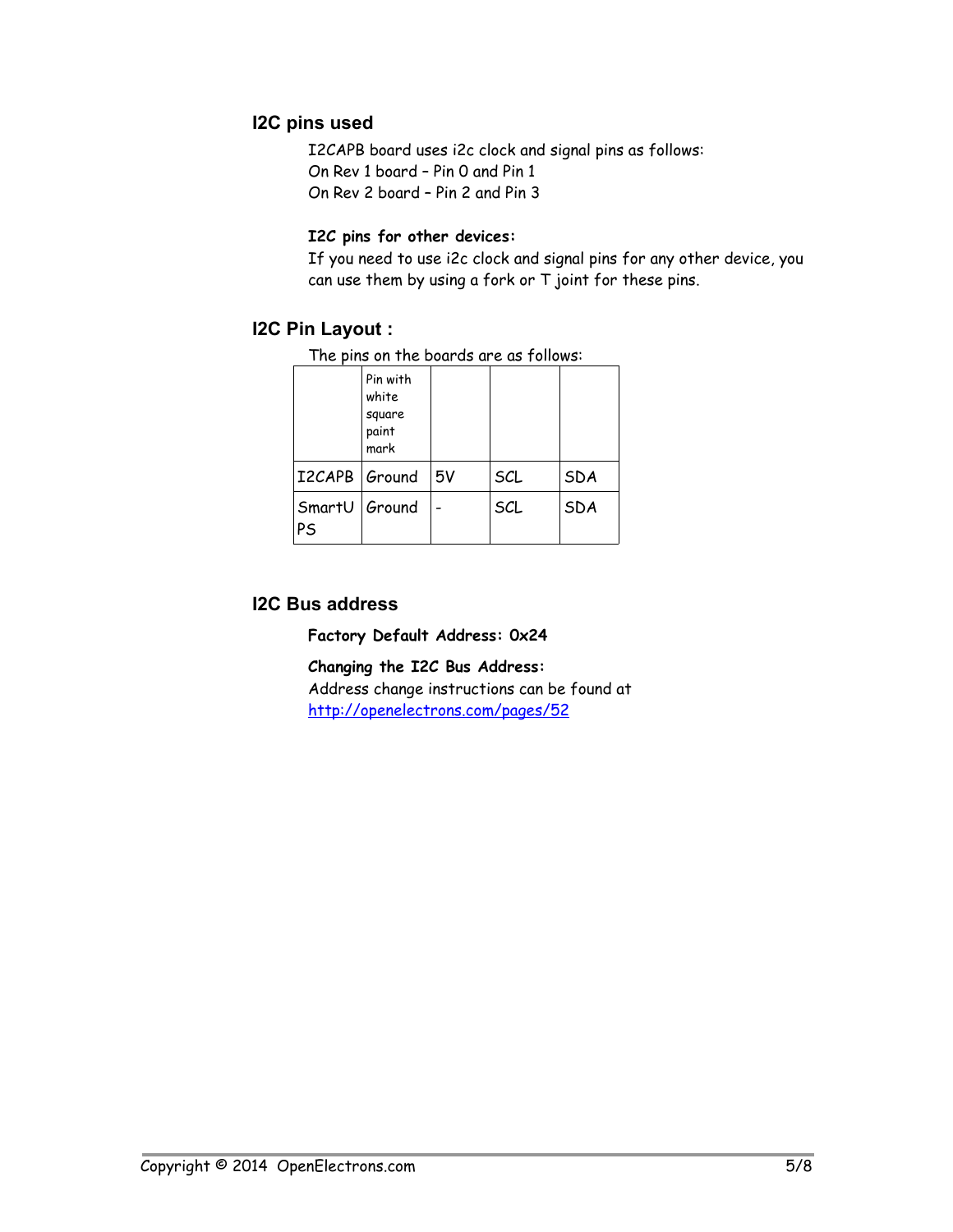## I2C pins used

I2CAPB board uses i2c clock and signal pins as follows:
On Rev 1 board – Pin 0 and Pin 1
On Rev 2 board – Pin 2 and Pin 3

**I2C pins for other devices:**
If you need to use i2c clock and signal pins for any other device, you can use them by using a fork or T joint for these pins.

## I2C Pin Layout :

The pins on the boards are as follows:

| | Pin with white square paint mark | | | |
|---|---|---|---|---|
| I2CAPB | Ground | 5V | SCL | SDA |
| SmartUPS | Ground | - | SCL | SDA |

## I2C Bus address

**Factory Default Address: 0x24**

**Changing the I2C Bus Address:**
Address change instructions can be found at http://openelectrons.com/pages/52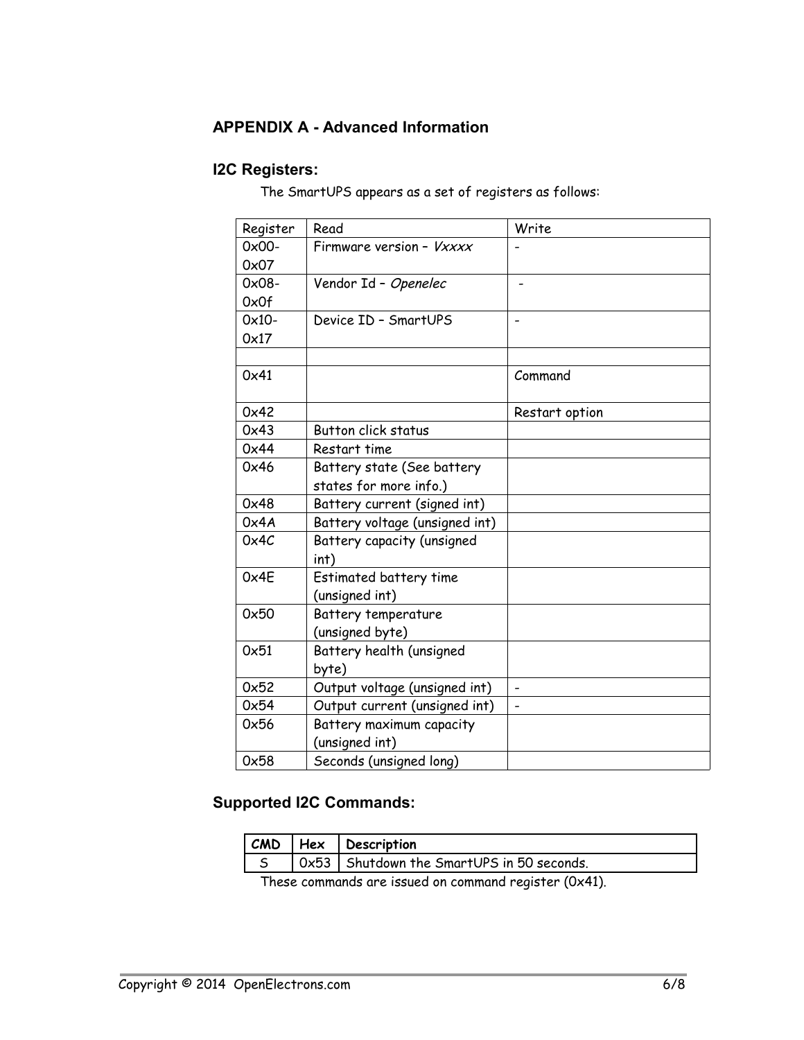## APPENDIX A - Advanced Information

### I2C Registers:

The SmartUPS appears as a set of registers as follows:

| Register | Read | Write |
|---|---|---|
| 0x00-0x07 | Firmware version – *Vxxxx* | - |
| 0x08-0x0f | Vendor Id – *Openelec* | - |
| 0x10-0x17 | Device ID – SmartUPS | - |
| | | |
| 0x41 | | Command |
| 0x42 | | Restart option |
| 0x43 | Button click status | |
| 0x44 | Restart time | |
| 0x46 | Battery state (See battery states for more info.) | |
| 0x48 | Battery current (signed int) | |
| 0x4A | Battery voltage (unsigned int) | |
| 0x4C | Battery capacity (unsigned int) | |
| 0x4E | Estimated battery time (unsigned int) | |
| 0x50 | Battery temperature (unsigned byte) | |
| 0x51 | Battery health (unsigned byte) | |
| 0x52 | Output voltage (unsigned int) | - |
| 0x54 | Output current (unsigned int) | - |
| 0x56 | Battery maximum capacity (unsigned int) | |
| 0x58 | Seconds (unsigned long) | |

### Supported I2C Commands:

| CMD | Hex | Description |
|---|---|---|
| S | 0x53 | Shutdown the SmartUPS in 50 seconds. |

These commands are issued on command register (0x41).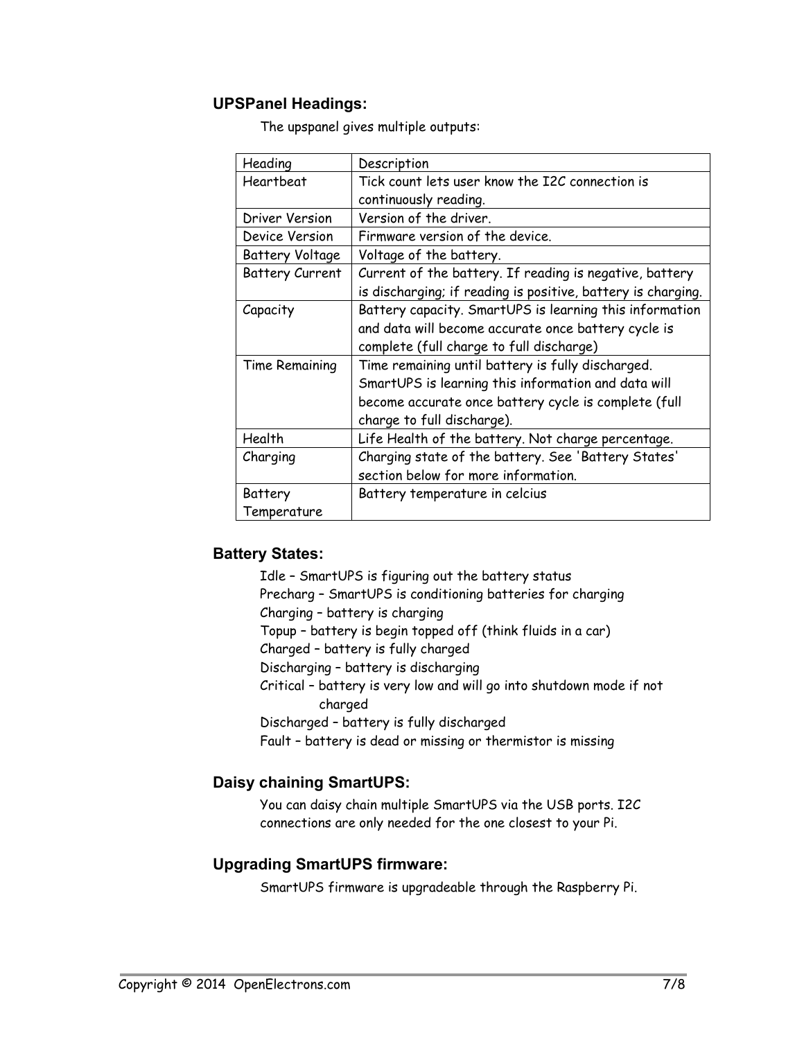### UPSPanel Headings:

The upspanel gives multiple outputs:

| Heading | Description |
|---|---|
| Heartbeat | Tick count lets user know the I2C connection is continuously reading. |
| Driver Version | Version of the driver. |
| Device Version | Firmware version of the device. |
| Battery Voltage | Voltage of the battery. |
| Battery Current | Current of the battery. If reading is negative, battery is discharging; if reading is positive, battery is charging. |
| Capacity | Battery capacity. SmartUPS is learning this information and data will become accurate once battery cycle is complete (full charge to full discharge) |
| Time Remaining | Time remaining until battery is fully discharged. SmartUPS is learning this information and data will become accurate once battery cycle is complete (full charge to full discharge). |
| Health | Life Health of the battery. Not charge percentage. |
| Charging | Charging state of the battery. See 'Battery States' section below for more information. |
| Battery Temperature | Battery temperature in celcius |

### Battery States:

Idle – SmartUPS is figuring out the battery status
Precharg – SmartUPS is conditioning batteries for charging
Charging – battery is charging
Topup – battery is begin topped off (think fluids in a car)
Charged – battery is fully charged
Discharging – battery is discharging
Critical – battery is very low and will go into shutdown mode if not charged
Discharged – battery is fully discharged
Fault – battery is dead or missing or thermistor is missing

### Daisy chaining SmartUPS:

You can daisy chain multiple SmartUPS via the USB ports. I2C connections are only needed for the one closest to your Pi.

### Upgrading SmartUPS firmware:

SmartUPS firmware is upgradeable through the Raspberry Pi.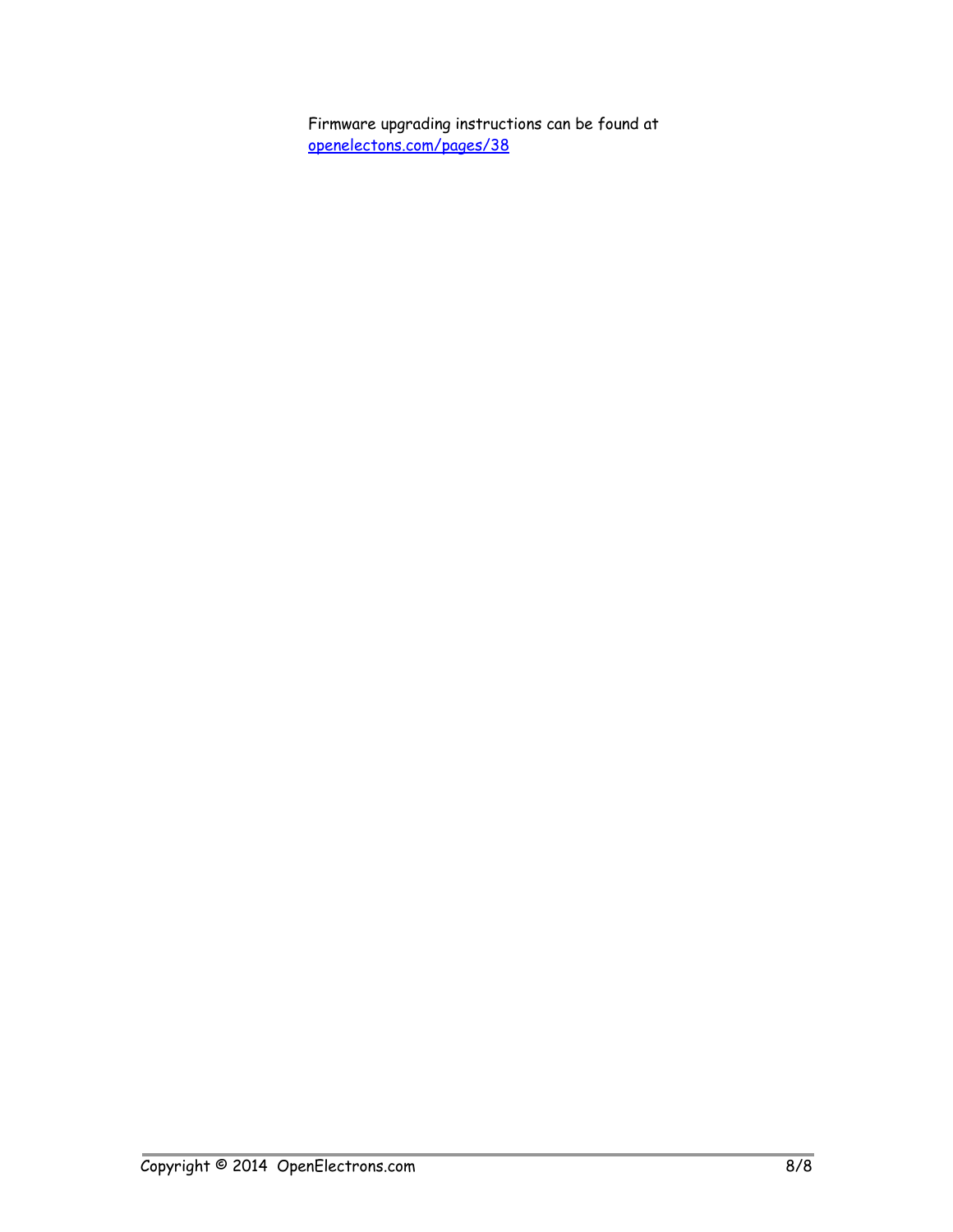Firmware upgrading instructions can be found at
[openelectons.com/pages/38](openelectons.com/pages/38)